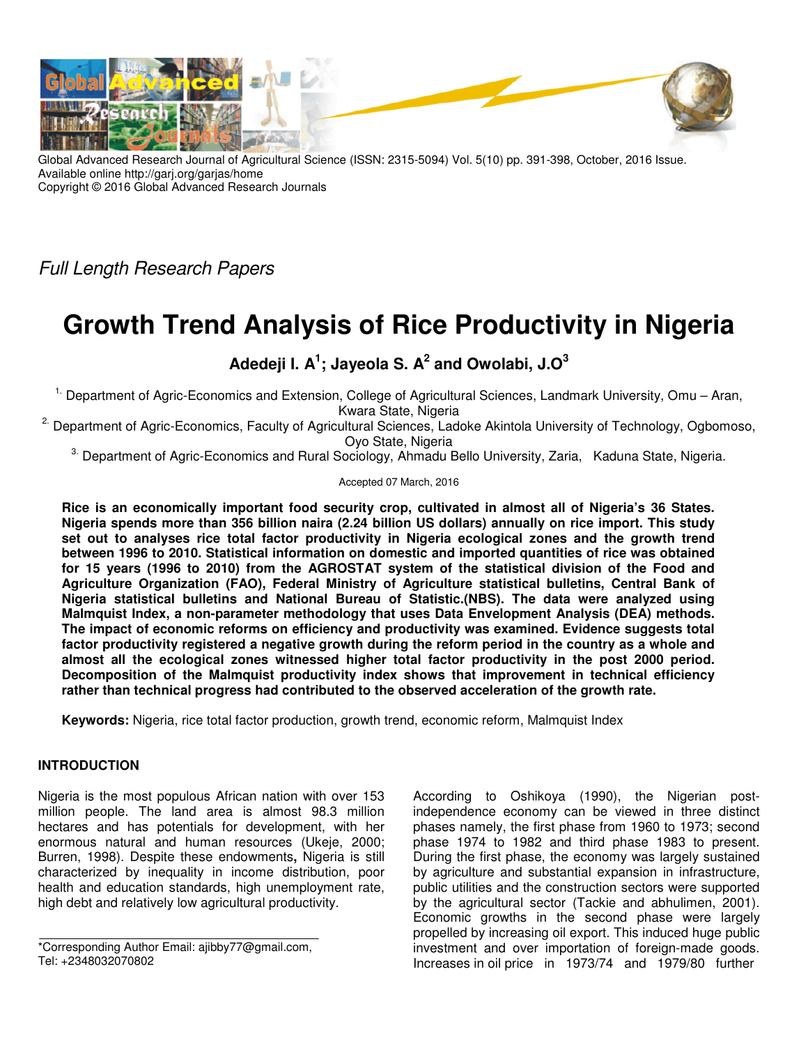Global Advanced Research Journal of Agricultural Science (ISSN: 2315-5094) Vol. 5(10) pp. 391-398, October, 2016 Issue.
Available online http://garj.org/garjas/home
Copyright © 2016 Global Advanced Research Journals

*Full Length Research Papers*

# Growth Trend Analysis of Rice Productivity in Nigeria

**Adedeji I. A[1]; Jayeola S. A[2] and Owolabi, J.O[3]**

[1.] Department of Agric-Economics and Extension, College of Agricultural Sciences, Landmark University, Omu – Aran, Kwara State, Nigeria

[2.] Department of Agric-Economics, Faculty of Agricultural Sciences, Ladoke Akintola University of Technology, Ogbomoso, Oyo State, Nigeria

[3.] Department of Agric-Economics and Rural Sociology, Ahmadu Bello University, Zaria, Kaduna State, Nigeria.

Accepted 07 March, 2016

**Rice is an economically important food security crop, cultivated in almost all of Nigeria's 36 States. Nigeria spends more than 356 billion naira (2.24 billion US dollars) annually on rice import. This study set out to analyses rice total factor productivity in Nigeria ecological zones and the growth trend between 1996 to 2010. Statistical information on domestic and imported quantities of rice was obtained for 15 years (1996 to 2010) from the AGROSTAT system of the statistical division of the Food and Agriculture Organization (FAO), Federal Ministry of Agriculture statistical bulletins, Central Bank of Nigeria statistical bulletins and National Bureau of Statistic.(NBS). The data were analyzed using Malmquist Index, a non-parameter methodology that uses Data Envelopment Analysis (DEA) methods. The impact of economic reforms on efficiency and productivity was examined. Evidence suggests total factor productivity registered a negative growth during the reform period in the country as a whole and almost all the ecological zones witnessed higher total factor productivity in the post 2000 period. Decomposition of the Malmquist productivity index shows that improvement in technical efficiency rather than technical progress had contributed to the observed acceleration of the growth rate.**

**Keywords:** Nigeria, rice total factor production, growth trend, economic reform, Malmquist Index

## INTRODUCTION

Nigeria is the most populous African nation with over 153 million people. The land area is almost 98.3 million hectares and has potentials for development, with her enormous natural and human resources (Ukeje, 2000; Burren, 1998). Despite these endowments**,** Nigeria is still characterized by inequality in income distribution, poor health and education standards, high unemployment rate, high debt and relatively low agricultural productivity.

According to Oshikoya (1990), the Nigerian post-independence economy can be viewed in three distinct phases namely, the first phase from 1960 to 1973; second phase 1974 to 1982 and third phase 1983 to present. During the first phase, the economy was largely sustained by agriculture and substantial expansion in infrastructure, public utilities and the construction sectors were supported by the agricultural sector (Tackie and abhulimen, 2001). Economic growths in the second phase were largely propelled by increasing oil export. This induced huge public investment and over importation of foreign-made goods. Increases in oil price in 1973/74 and 1979/80 further

*Corresponding Author Email: ajibby77@gmail.com, Tel: +2348032070802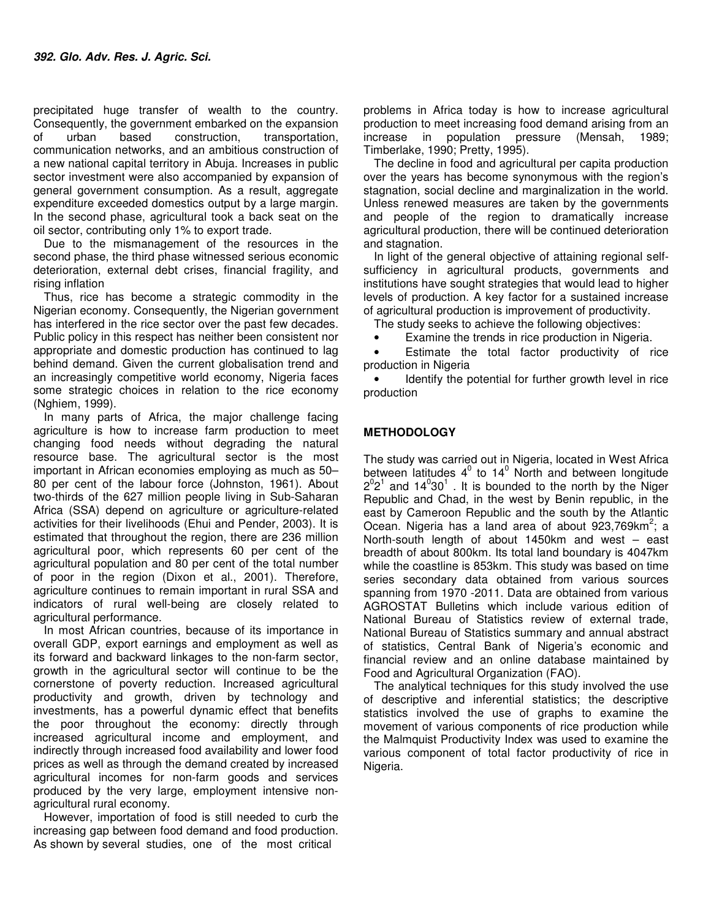precipitated huge transfer of wealth to the country. Consequently, the government embarked on the expansion of urban based construction, transportation, communication networks, and an ambitious construction of a new national capital territory in Abuja. Increases in public sector investment were also accompanied by expansion of general government consumption. As a result, aggregate expenditure exceeded domestics output by a large margin. In the second phase, agricultural took a back seat on the oil sector, contributing only 1% to export trade.

Due to the mismanagement of the resources in the second phase, the third phase witnessed serious economic deterioration, external debt crises, financial fragility, and rising inflation

Thus, rice has become a strategic commodity in the Nigerian economy. Consequently, the Nigerian government has interfered in the rice sector over the past few decades. Public policy in this respect has neither been consistent nor appropriate and domestic production has continued to lag behind demand. Given the current globalisation trend and an increasingly competitive world economy, Nigeria faces some strategic choices in relation to the rice economy (Nghiem, 1999).

In many parts of Africa, the major challenge facing agriculture is how to increase farm production to meet changing food needs without degrading the natural resource base. The agricultural sector is the most important in African economies employing as much as 50–80 per cent of the labour force (Johnston, 1961). About two-thirds of the 627 million people living in Sub-Saharan Africa (SSA) depend on agriculture or agriculture-related activities for their livelihoods (Ehui and Pender, 2003). It is estimated that throughout the region, there are 236 million agricultural poor, which represents 60 per cent of the agricultural population and 80 per cent of the total number of poor in the region (Dixon et al., 2001). Therefore, agriculture continues to remain important in rural SSA and indicators of rural well-being are closely related to agricultural performance.

In most African countries, because of its importance in overall GDP, export earnings and employment as well as its forward and backward linkages to the non-farm sector, growth in the agricultural sector will continue to be the cornerstone of poverty reduction. Increased agricultural productivity and growth, driven by technology and investments, has a powerful dynamic effect that benefits the poor throughout the economy: directly through increased agricultural income and employment, and indirectly through increased food availability and lower food prices as well as through the demand created by increased agricultural incomes for non-farm goods and services produced by the very large, employment intensive non-agricultural rural economy.

However, importation of food is still needed to curb the increasing gap between food demand and food production. As shown by several studies, one of the most critical problems in Africa today is how to increase agricultural production to meet increasing food demand arising from an increase in population pressure (Mensah, 1989; Timberlake, 1990; Pretty, 1995).

The decline in food and agricultural per capita production over the years has become synonymous with the region's stagnation, social decline and marginalization in the world. Unless renewed measures are taken by the governments and people of the region to dramatically increase agricultural production, there will be continued deterioration and stagnation.

In light of the general objective of attaining regional self-sufficiency in agricultural products, governments and institutions have sought strategies that would lead to higher levels of production. A key factor for a sustained increase of agricultural production is improvement of productivity.

The study seeks to achieve the following objectives:

- Examine the trends in rice production in Nigeria.
- Estimate the total factor productivity of rice production in Nigeria
- Identify the potential for further growth level in rice production

## METHODOLOGY

The study was carried out in Nigeria, located in West Africa between latitudes $4^0$ to $14^0$ North and between longitude $2^02^1$ and $14^030^1$ . It is bounded to the north by the Niger Republic and Chad, in the west by Benin republic, in the east by Cameroon Republic and the south by the Atlantic Ocean. Nigeria has a land area of about 923,769km$^2$; a North-south length of about 1450km and west – east breadth of about 800km. Its total land boundary is 4047km while the coastline is 853km. This study was based on time series secondary data obtained from various sources spanning from 1970 -2011. Data are obtained from various AGROSTAT Bulletins which include various edition of National Bureau of Statistics review of external trade, National Bureau of Statistics summary and annual abstract of statistics, Central Bank of Nigeria's economic and financial review and an online database maintained by Food and Agricultural Organization (FAO).

The analytical techniques for this study involved the use of descriptive and inferential statistics; the descriptive statistics involved the use of graphs to examine the movement of various components of rice production while the Malmquist Productivity Index was used to examine the various component of total factor productivity of rice in Nigeria.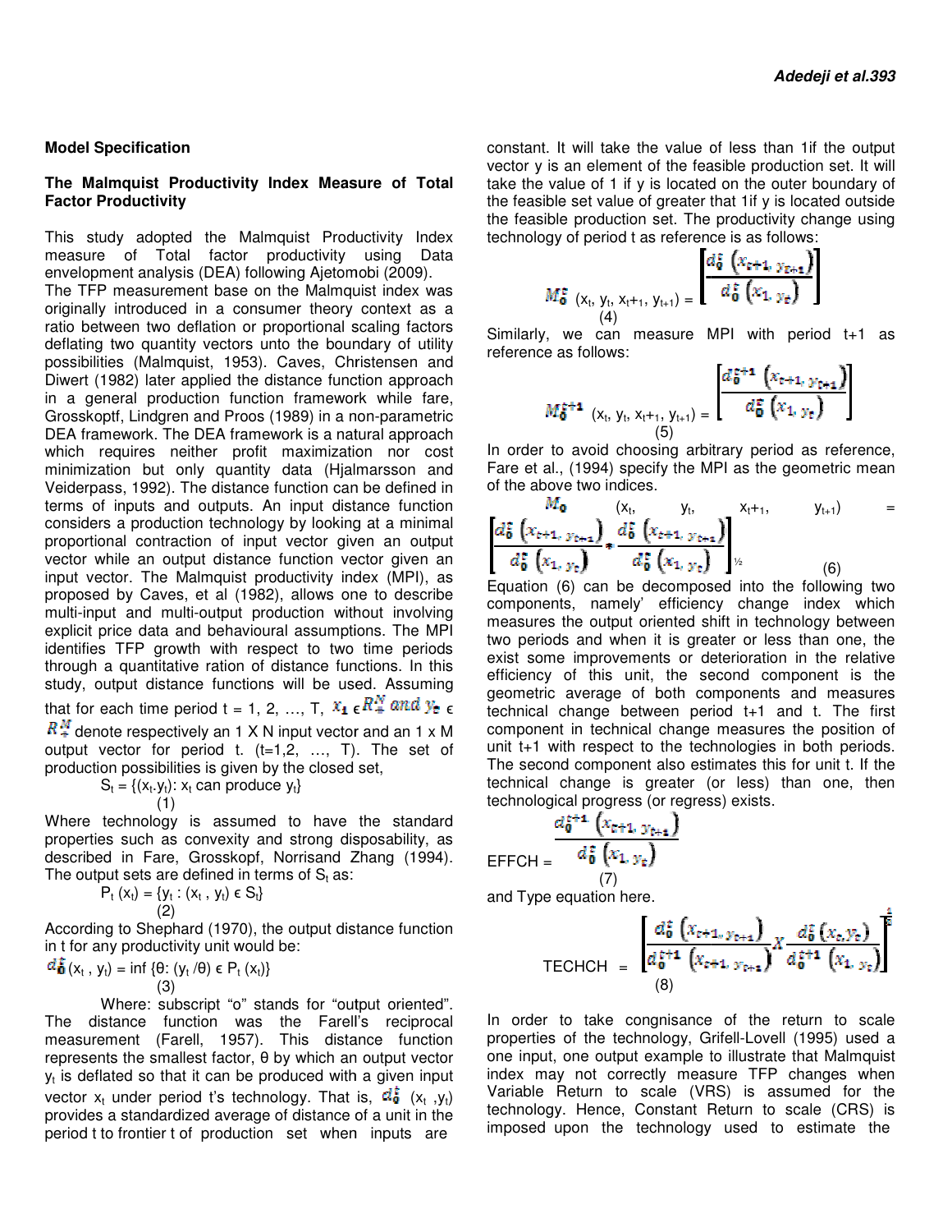## Model Specification

### The Malmquist Productivity Index Measure of Total Factor Productivity

This study adopted the Malmquist Productivity Index measure of Total factor productivity using Data envelopment analysis (DEA) following Ajetomobi (2009).

The TFP measurement base on the Malmquist index was originally introduced in a consumer theory context as a ratio between two deflation or proportional scaling factors deflating two quantity vectors unto the boundary of utility possibilities (Malmquist, 1953). Caves, Christensen and Diwert (1982) later applied the distance function approach in a general production function framework while fare, Grosskoptf, Lindgren and Proos (1989) in a non-parametric DEA framework. The DEA framework is a natural approach which requires neither profit maximization nor cost minimization but only quantity data (Hjalmarsson and Veiderpass, 1992). The distance function can be defined in terms of inputs and outputs. An input distance function considers a production technology by looking at a minimal proportional contraction of input vector given an output vector while an output distance function vector given an input vector. The Malmquist productivity index (MPI), as proposed by Caves, et al (1982), allows one to describe multi-input and multi-output production without involving explicit price data and behavioural assumptions. The MPI identifies TFP growth with respect to two time periods through a quantitative ration of distance functions. In this study, output distance functions will be used. Assuming that for each time period t = 1, 2, …, T, $x_t \in R_+^N$ and $y_t \in R_+^M$ denote respectively an 1 X N input vector and an 1 x M output vector for period t. (t=1,2, …, T). The set of production possibilities is given by the closed set,

$$S_t = \{(x_t, y_t): x_t \text{ can produce } y_t\} \quad (1)$$

Where technology is assumed to have the standard properties such as convexity and strong disposability, as described in Fare, Grosskopf, Norrisand Zhang (1994). The output sets are defined in terms of $S_t$ as:

$$P_t(x_t) = \{y_t : (x_t, y_t) \in S_t\} \quad (2)$$

According to Shephard (1970), the output distance function in t for any productivity unit would be:

$$d_0^t(x_t, y_t) = \inf\{\theta: (y_t/\theta) \in P_t(x_t)\} \quad (3)$$

Where: subscript "o" stands for "output oriented". The distance function was the Farell's reciprocal measurement (Farell, 1957). This distance function represents the smallest factor, θ by which an output vector $y_t$ is deflated so that it can be produced with a given input vector $x_t$ under period t's technology. That is, $d_0^t(x_t, y_t)$ provides a standardized average of distance of a unit in the period t to frontier t of production set when inputs are constant. It will take the value of less than 1if the output vector y is an element of the feasible production set. It will take the value of 1 if y is located on the outer boundary of the feasible set value of greater that 1if y is located outside the feasible production set. The productivity change using technology of period t as reference is as follows:

$$M_0^t(x_t, y_t, x_{t+1}, y_{t+1}) = \left[\frac{d_0^t(x_{t+1}, y_{t+1})}{d_0^t(x_1, y_t)}\right] \quad (4)$$

Similarly, we can measure MPI with period t+1 as reference as follows:

$$M_0^{t+1}(x_t, y_t, x_{t+1}, y_{t+1}) = \left[\frac{d_0^{t+1}(x_{t+1}, y_{t+1})}{d_0^t(x_1, y_t)}\right] \quad (5)$$

In order to avoid choosing arbitrary period as reference, Fare et al., (1994) specify the MPI as the geometric mean of the above two indices.

$$M_0(x_t, y_t, x_{t+1}, y_{t+1}) = \left[\frac{d_0^t(x_{t+1}, y_{t+1})}{d_0^t(x_1, y_t)} * \frac{d_0^t(x_{t+1}, y_{t+1})}{d_0^t(x_1, y_t)}\right]^{1/2} \quad (6)$$

Equation (6) can be decomposed into the following two components, namely' efficiency change index which measures the output oriented shift in technology between two periods and when it is greater or less than one, the exist some improvements or deterioration in the relative efficiency of this unit, the second component is the geometric average of both components and measures technical change between period t+1 and t. The first component in technical change measures the position of unit t+1 with respect to the technologies in both periods. The second component also estimates this for unit t. If the technical change is greater (or less) than one, then technological progress (or regress) exists.

$$\text{EFFCH} = \frac{d_0^{t+1}(x_{t+1}, y_{t+1})}{d_0^t(x_1, y_t)} \quad (7)$$

and Type equation here.

$$\text{TECHCH} = \left[\frac{d_0^t(x_{t+1}, y_{t+1})}{d_0^{t+1}(x_{t+1}, y_{t+1})} X \frac{d_0^t(x_t, y_t)}{d_0^{t+1}(x_1, y_t)}\right]^{\frac{1}{2}} \quad (8)$$

In order to take congnisance of the return to scale properties of the technology, Grifell-Lovell (1995) used a one input, one output example to illustrate that Malmquist index may not correctly measure TFP changes when Variable Return to scale (VRS) is assumed for the technology. Hence, Constant Return to scale (CRS) is imposed upon the technology used to estimate the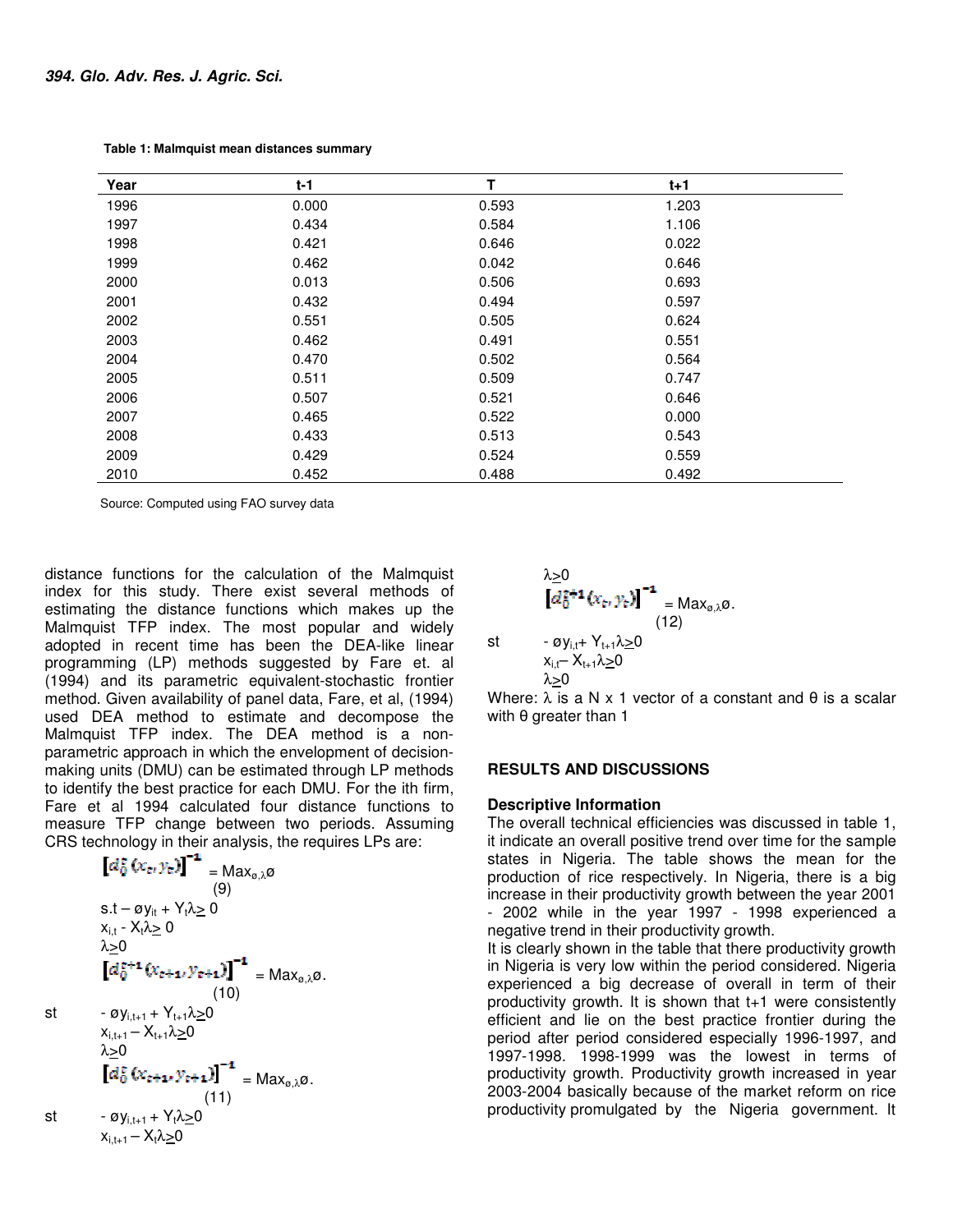**Table 1: Malmquist mean distances summary**

| Year | t-1 | T | t+1 |
|---|---|---|---|
| 1996 | 0.000 | 0.593 | 1.203 |
| 1997 | 0.434 | 0.584 | 1.106 |
| 1998 | 0.421 | 0.646 | 0.022 |
| 1999 | 0.462 | 0.042 | 0.646 |
| 2000 | 0.013 | 0.506 | 0.693 |
| 2001 | 0.432 | 0.494 | 0.597 |
| 2002 | 0.551 | 0.505 | 0.624 |
| 2003 | 0.462 | 0.491 | 0.551 |
| 2004 | 0.470 | 0.502 | 0.564 |
| 2005 | 0.511 | 0.509 | 0.747 |
| 2006 | 0.507 | 0.521 | 0.646 |
| 2007 | 0.465 | 0.522 | 0.000 |
| 2008 | 0.433 | 0.513 | 0.543 |
| 2009 | 0.429 | 0.524 | 0.559 |
| 2010 | 0.452 | 0.488 | 0.492 |

Source: Computed using FAO survey data

distance functions for the calculation of the Malmquist index for this study. There exist several methods of estimating the distance functions which makes up the Malmquist TFP index. The most popular and widely adopted in recent time has been the DEA-like linear programming (LP) methods suggested by Fare et. al (1994) and its parametric equivalent-stochastic frontier method. Given availability of panel data, Fare, et al, (1994) used DEA method to estimate and decompose the Malmquist TFP index. The DEA method is a non-parametric approach in which the envelopment of decision-making units (DMU) can be estimated through LP methods to identify the best practice for each DMU. For the ith firm, Fare et al 1994 calculated four distance functions to measure TFP change between two periods. Assuming CRS technology in their analysis, the requires LPs are:

$$\left[d_0^t(x_t, y_t)\right]^{-1} = \text{Max}_{\varnothing,\lambda}\varnothing \quad (9)$$

s.t $-\varnothing y_{it} + Y_t\lambda \geq 0$

$x_{i,t} - X_t\lambda \geq 0$

$\lambda \geq 0$

$$\left[d_0^{t+1}(x_{t+1}, y_{t+1})\right]^{-1} = \text{Max}_{\varnothing,\lambda}\varnothing. \quad (10)$$

st $-\varnothing y_{i,t+1} + Y_{t+1}\lambda \geq 0$

$x_{i,t+1} - X_{t+1}\lambda \geq 0$

$\lambda \geq 0$

$$\left[d_0^t(x_{t+1}, y_{t+1})\right]^{-1} = \text{Max}_{\varnothing,\lambda}\varnothing. \quad (11)$$

st $-\varnothing y_{i,t+1} + Y_t\lambda \geq 0$

$x_{i,t+1} - X_t\lambda \geq 0$

$\lambda \geq 0$

$$\left[d_0^{t+1}(x_t, y_t)\right]^{-1} = \text{Max}_{\varnothing,\lambda}\varnothing. \quad (12)$$

st $-\varnothing y_{i,t} + Y_{t+1}\lambda \geq 0$

$x_{i,t} - X_{t+1}\lambda \geq 0$

$\lambda \geq 0$

Where: $\lambda$ is a N x 1 vector of a constant and $\theta$ is a scalar with $\theta$ greater than 1

## RESULTS AND DISCUSSIONS

### Descriptive Information

The overall technical efficiencies was discussed in table 1, it indicate an overall positive trend over time for the sample states in Nigeria. The table shows the mean for the production of rice respectively. In Nigeria, there is a big increase in their productivity growth between the year 2001 - 2002 while in the year 1997 - 1998 experienced a negative trend in their productivity growth.

It is clearly shown in the table that there productivity growth in Nigeria is very low within the period considered. Nigeria experienced a big decrease of overall in term of their productivity growth. It is shown that t+1 were consistently efficient and lie on the best practice frontier during the period after period considered especially 1996-1997, and 1997-1998. 1998-1999 was the lowest in terms of productivity growth. Productivity growth increased in year 2003-2004 basically because of the market reform on rice productivity promulgated by the Nigeria government. It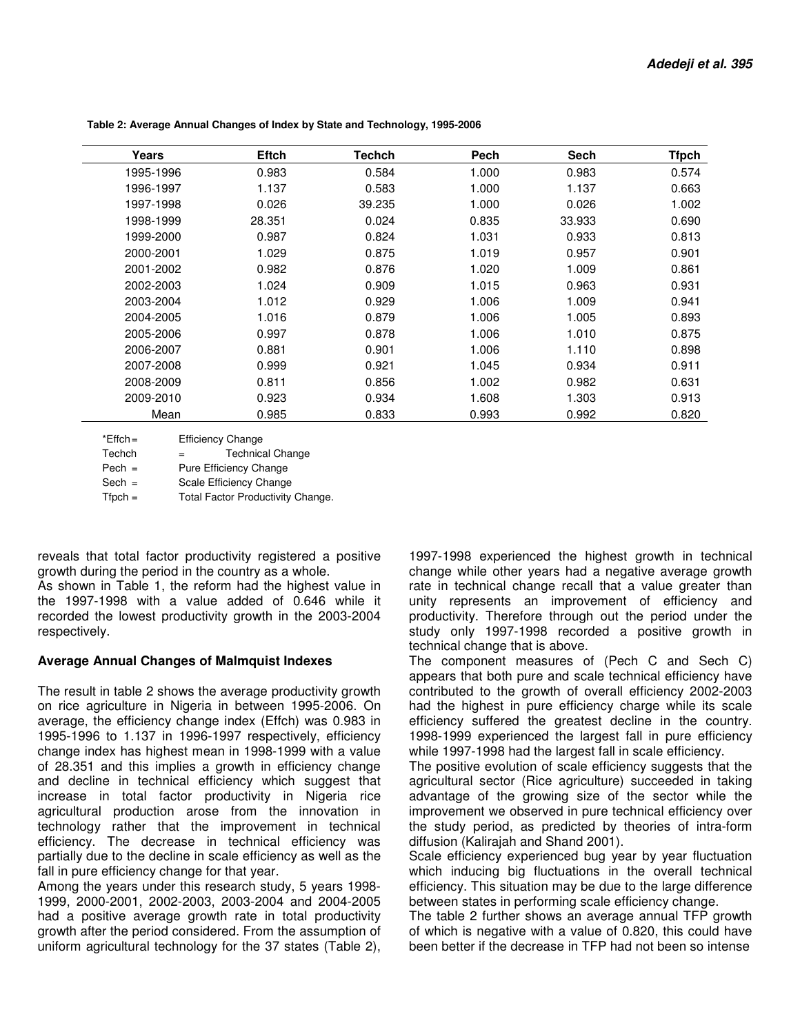**Table 2: Average Annual Changes of Index by State and Technology, 1995-2006**

| Years | Eftch | Techch | Pech | Sech | Tfpch |
|---|---|---|---|---|---|
| 1995-1996 | 0.983 | 0.584 | 1.000 | 0.983 | 0.574 |
| 1996-1997 | 1.137 | 0.583 | 1.000 | 1.137 | 0.663 |
| 1997-1998 | 0.026 | 39.235 | 1.000 | 0.026 | 1.002 |
| 1998-1999 | 28.351 | 0.024 | 0.835 | 33.933 | 0.690 |
| 1999-2000 | 0.987 | 0.824 | 1.031 | 0.933 | 0.813 |
| 2000-2001 | 1.029 | 0.875 | 1.019 | 0.957 | 0.901 |
| 2001-2002 | 0.982 | 0.876 | 1.020 | 1.009 | 0.861 |
| 2002-2003 | 1.024 | 0.909 | 1.015 | 0.963 | 0.931 |
| 2003-2004 | 1.012 | 0.929 | 1.006 | 1.009 | 0.941 |
| 2004-2005 | 1.016 | 0.879 | 1.006 | 1.005 | 0.893 |
| 2005-2006 | 0.997 | 0.878 | 1.006 | 1.010 | 0.875 |
| 2006-2007 | 0.881 | 0.901 | 1.006 | 1.110 | 0.898 |
| 2007-2008 | 0.999 | 0.921 | 1.045 | 0.934 | 0.911 |
| 2008-2009 | 0.811 | 0.856 | 1.002 | 0.982 | 0.631 |
| 2009-2010 | 0.923 | 0.934 | 1.608 | 1.303 | 0.913 |
| Mean | 0.985 | 0.833 | 0.993 | 0.992 | 0.820 |

*Effch = Efficiency Change
Techch = Technical Change
Pech = Pure Efficiency Change
Sech = Scale Efficiency Change
Tfpch = Total Factor Productivity Change.

reveals that total factor productivity registered a positive growth during the period in the country as a whole.

As shown in Table 1, the reform had the highest value in the 1997-1998 with a value added of 0.646 while it recorded the lowest productivity growth in the 2003-2004 respectively.

**Average Annual Changes of Malmquist Indexes**

The result in table 2 shows the average productivity growth on rice agriculture in Nigeria in between 1995-2006. On average, the efficiency change index (Effch) was 0.983 in 1995-1996 to 1.137 in 1996-1997 respectively, efficiency change index has highest mean in 1998-1999 with a value of 28.351 and this implies a growth in efficiency change and decline in technical efficiency which suggest that increase in total factor productivity in Nigeria rice agricultural production arose from the innovation in technology rather that the improvement in technical efficiency. The decrease in technical efficiency was partially due to the decline in scale efficiency as well as the fall in pure efficiency change for that year.

Among the years under this research study, 5 years 1998-1999, 2000-2001, 2002-2003, 2003-2004 and 2004-2005 had a positive average growth rate in total productivity growth after the period considered. From the assumption of uniform agricultural technology for the 37 states (Table 2), 1997-1998 experienced the highest growth in technical change while other years had a negative average growth rate in technical change recall that a value greater than unity represents an improvement of efficiency and productivity. Therefore through out the period under the study only 1997-1998 recorded a positive growth in technical change that is above.

The component measures of (Pech C and Sech C) appears that both pure and scale technical efficiency have contributed to the growth of overall efficiency 2002-2003 had the highest in pure efficiency charge while its scale efficiency suffered the greatest decline in the country. 1998-1999 experienced the largest fall in pure efficiency while 1997-1998 had the largest fall in scale efficiency.

The positive evolution of scale efficiency suggests that the agricultural sector (Rice agriculture) succeeded in taking advantage of the growing size of the sector while the improvement we observed in pure technical efficiency over the study period, as predicted by theories of intra-form diffusion (Kalirajah and Shand 2001).

Scale efficiency experienced bug year by year fluctuation which inducing big fluctuations in the overall technical efficiency. This situation may be due to the large difference between states in performing scale efficiency change.

The table 2 further shows an average annual TFP growth of which is negative with a value of 0.820, this could have been better if the decrease in TFP had not been so intense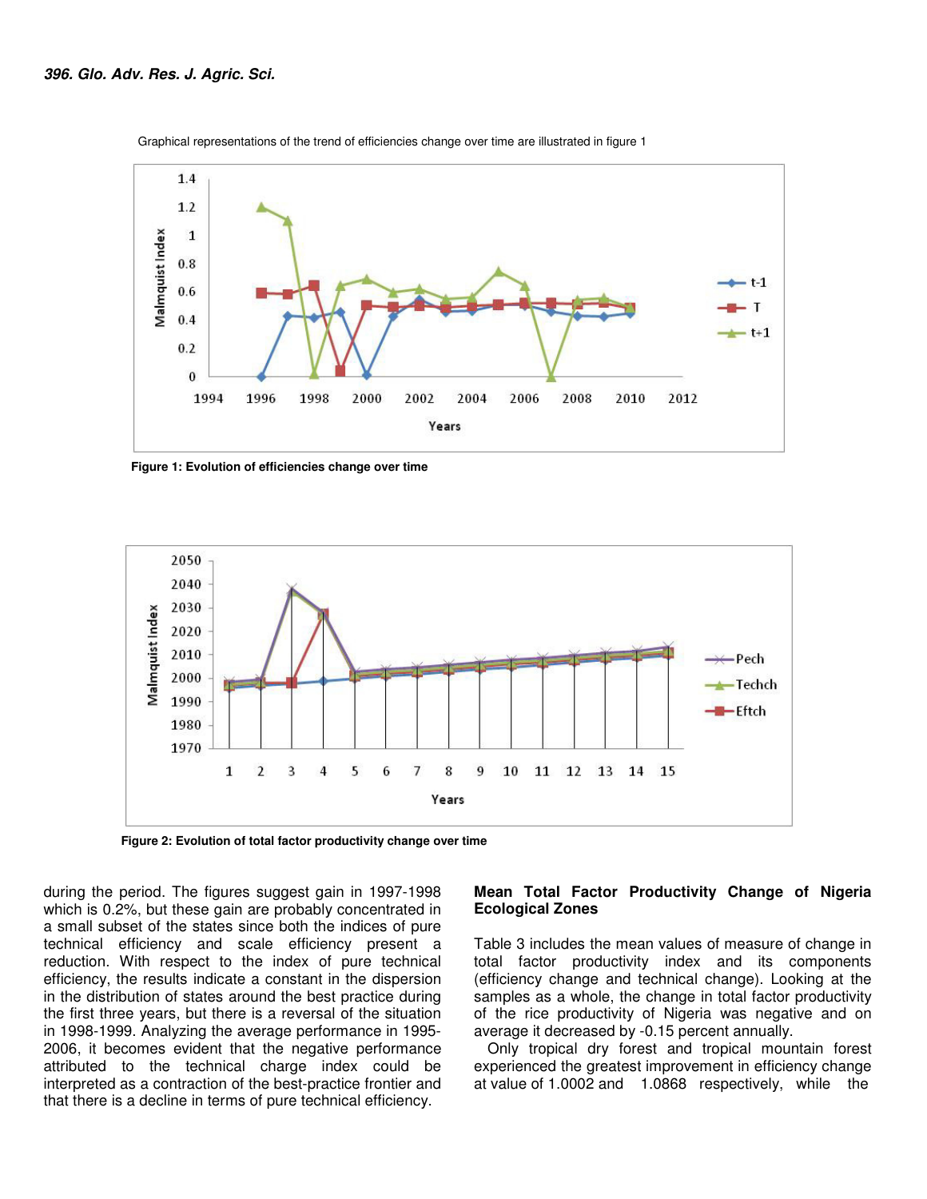Graphical representations of the trend of efficiencies change over time are illustrated in figure 1

**Figure 1: Evolution of efficiencies change over time**

**Figure 2: Evolution of total factor productivity change over time**

during the period. The figures suggest gain in 1997-1998 which is 0.2%, but these gain are probably concentrated in a small subset of the states since both the indices of pure technical efficiency and scale efficiency present a reduction. With respect to the index of pure technical efficiency, the results indicate a constant in the dispersion in the distribution of states around the best practice during the first three years, but there is a reversal of the situation in 1998-1999. Analyzing the average performance in 1995-2006, it becomes evident that the negative performance attributed to the technical charge index could be interpreted as a contraction of the best-practice frontier and that there is a decline in terms of pure technical efficiency.

**Mean Total Factor Productivity Change of Nigeria Ecological Zones**

Table 3 includes the mean values of measure of change in total factor productivity index and its components (efficiency change and technical change). Looking at the samples as a whole, the change in total factor productivity of the rice productivity of Nigeria was negative and on average it decreased by -0.15 percent annually.

Only tropical dry forest and tropical mountain forest experienced the greatest improvement in efficiency change at value of 1.0002 and 1.0868 respectively, while the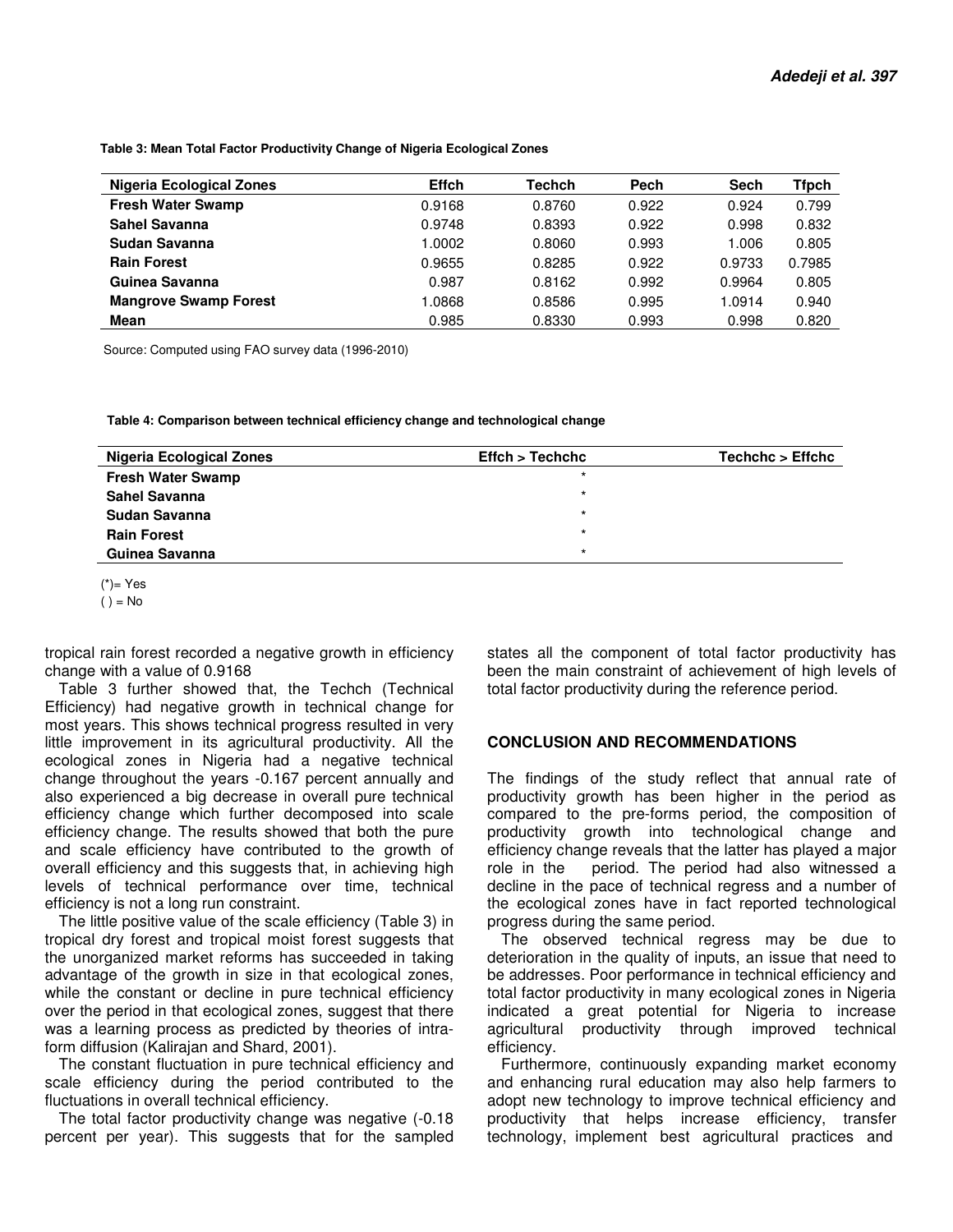**Table 3: Mean Total Factor Productivity Change of Nigeria Ecological Zones**

| Nigeria Ecological Zones | Effch | Techch | Pech | Sech | Tfpch |
|---|---|---|---|---|---|
| **Fresh Water Swamp** | 0.9168 | 0.8760 | 0.922 | 0.924 | 0.799 |
| **Sahel Savanna** | 0.9748 | 0.8393 | 0.922 | 0.998 | 0.832 |
| **Sudan Savanna** | 1.0002 | 0.8060 | 0.993 | 1.006 | 0.805 |
| **Rain Forest** | 0.9655 | 0.8285 | 0.922 | 0.9733 | 0.7985 |
| **Guinea Savanna** | 0.987 | 0.8162 | 0.992 | 0.9964 | 0.805 |
| **Mangrove Swamp Forest** | 1.0868 | 0.8586 | 0.995 | 1.0914 | 0.940 |
| **Mean** | 0.985 | 0.8330 | 0.993 | 0.998 | 0.820 |

Source: Computed using FAO survey data (1996-2010)

**Table 4: Comparison between technical efficiency change and technological change**

| Nigeria Ecological Zones | Effch > Techchc | Techchc > Effchc |
|---|---|---|
| **Fresh Water Swamp** | * | |
| **Sahel Savanna** | * | |
| **Sudan Savanna** | * | |
| **Rain Forest** | * | |
| **Guinea Savanna** | * | |

(*)= Yes
( ) = No

tropical rain forest recorded a negative growth in efficiency change with a value of 0.9168

Table 3 further showed that, the Techch (Technical Efficiency) had negative growth in technical change for most years. This shows technical progress resulted in very little improvement in its agricultural productivity. All the ecological zones in Nigeria had a negative technical change throughout the years -0.167 percent annually and also experienced a big decrease in overall pure technical efficiency change which further decomposed into scale efficiency change. The results showed that both the pure and scale efficiency have contributed to the growth of overall efficiency and this suggests that, in achieving high levels of technical performance over time, technical efficiency is not a long run constraint.

The little positive value of the scale efficiency (Table 3) in tropical dry forest and tropical moist forest suggests that the unorganized market reforms has succeeded in taking advantage of the growth in size in that ecological zones, while the constant or decline in pure technical efficiency over the period in that ecological zones, suggest that there was a learning process as predicted by theories of intra-form diffusion (Kalirajan and Shard, 2001).

The constant fluctuation in pure technical efficiency and scale efficiency during the period contributed to the fluctuations in overall technical efficiency.

The total factor productivity change was negative (-0.18 percent per year). This suggests that for the sampled states all the component of total factor productivity has been the main constraint of achievement of high levels of total factor productivity during the reference period.

## CONCLUSION AND RECOMMENDATIONS

The findings of the study reflect that annual rate of productivity growth has been higher in the period as compared to the pre-forms period, the composition of productivity growth into technological change and efficiency change reveals that the latter has played a major role in the period. The period had also witnessed a decline in the pace of technical regress and a number of the ecological zones have in fact reported technological progress during the same period.

The observed technical regress may be due to deterioration in the quality of inputs, an issue that need to be addresses. Poor performance in technical efficiency and total factor productivity in many ecological zones in Nigeria indicated a great potential for Nigeria to increase agricultural productivity through improved technical efficiency.

Furthermore, continuously expanding market economy and enhancing rural education may also help farmers to adopt new technology to improve technical efficiency and productivity that helps increase efficiency, transfer technology, implement best agricultural practices and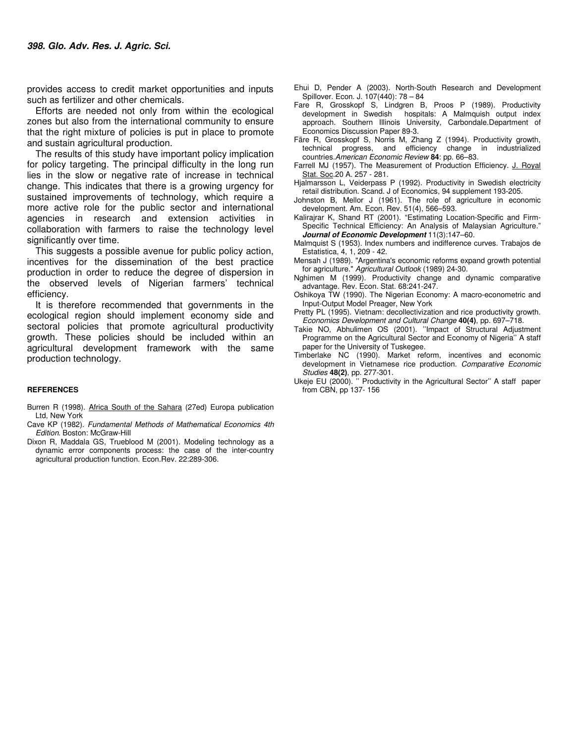provides access to credit market opportunities and inputs such as fertilizer and other chemicals.

Efforts are needed not only from within the ecological zones but also from the international community to ensure that the right mixture of policies is put in place to promote and sustain agricultural production.

The results of this study have important policy implication for policy targeting. The principal difficulty in the long run lies in the slow or negative rate of increase in technical change. This indicates that there is a growing urgency for sustained improvements of technology, which require a more active role for the public sector and international agencies in research and extension activities in collaboration with farmers to raise the technology level significantly over time.

This suggests a possible avenue for public policy action, incentives for the dissemination of the best practice production in order to reduce the degree of dispersion in the observed levels of Nigerian farmers' technical efficiency.

It is therefore recommended that governments in the ecological region should implement economy side and sectoral policies that promote agricultural productivity growth. These policies should be included within an agricultural development framework with the same production technology.

## REFERENCES

Burren R (1998). Africa South of the Sahara (27ed) Europa publication Ltd, New York

Cave KP (1982). *Fundamental Methods of Mathematical Economics 4th Edition*. Boston: McGraw-Hill

Dixon R, Maddala GS, Trueblood M (2001). Modeling technology as a dynamic error components process: the case of the inter-country agricultural production function. Econ.Rev. 22:289-306.

Ehui D, Pender A (2003). North-South Research and Development Spillover. Econ. J. 107(440): 78 – 84

Fare R, Grosskopf S, Lindgren B, Proos P (1989). Productivity development in Swedish hospitals: A Malmquish output index approach. Southern Illinois University, Carbondale.Department of Economics Discussion Paper 89-3.

Färe R, Grosskopf S, Norris M, Zhang Z (1994). Productivity growth, technical progress, and efficiency change in industrialized countries.*American Economic Review* **84**: pp. 66–83.

Farrell MJ (1957). The Measurement of Production Efficiency. J. Royal Stat. Soc.20 A. 257 - 281.

Hjalmarsson L, Veiderpass P (1992). Productivity in Swedish electricity retail distribution. Scand. J of Economics, 94 supplement 193-205.

Johnston B, Mellor J (1961). The role of agriculture in economic development. Am. Econ. Rev. 51(4), 566–593.

Kalirajrar K, Shand RT (2001). "Estimating Location-Specific and Firm-Specific Technical Efficiency: An Analysis of Malaysian Agriculture." ***Journal of Economic Development*** 11(3):147–60.

Malmquist S (1953). Index numbers and indifference curves. Trabajos de Estatistica, 4, 1, 209 - 42.

Mensah J (1989). "Argentina's economic reforms expand growth potential for agriculture." *Agricultural Outlook* (1989) 24-30.

Nghimen M (1999). Productivity change and dynamic comparative advantage. Rev. Econ. Stat. 68:241-247.

Oshikoya TW (1990). The Nigerian Economy: A macro-econometric and Input-Output Model Preager, New York

Pretty PL (1995). Vietnam: decollectivization and rice productivity growth. *Economics Development and Cultural Change* **40(4)**, pp. 697–718.

Takie NO, Abhulimen OS (2001). ''Impact of Structural Adjustment Programme on the Agricultural Sector and Economy of Nigeria'' A staff paper for the University of Tuskegee.

Timberlake NC (1990). Market reform, incentives and economic development in Vietnamese rice production. *Comparative Economic Studies* **48(2)**, pp. 277-301.

Ukeje EU (2000). '' Productivity in the Agricultural Sector'' A staff paper from CBN, pp 137- 156